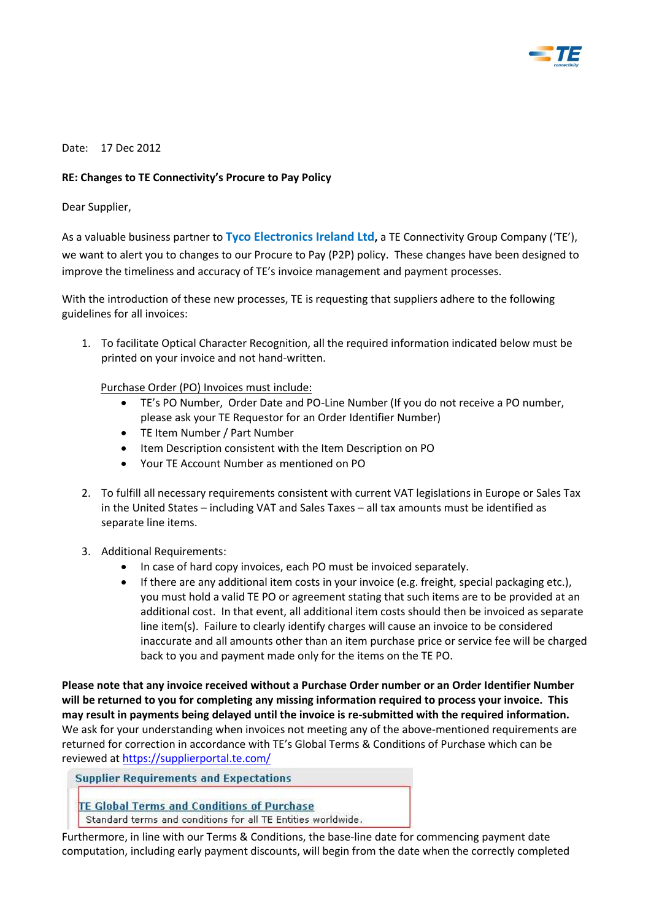Date: 17 Dec 2012

**RE: Changes to TE Connectivity's Procure to Pay Policy**

Dear Supplier,

As a valuable business partner to **Tyco Electronics Ireland Ltd,** a TE Connectivity Group Company ('TE'), we want to alert you to changes to our Procure to Pay (P2P) policy. These changes have been designed to improve the timeliness and accuracy of TE's invoice management and payment processes.

With the introduction of these new processes, TE is requesting that suppliers adhere to the following guidelines for all invoices:

1. To facilitate Optical Character Recognition, all the required information indicated below must be printed on your invoice and not hand-written.

   Purchase Order (PO) Invoices must include:
   - TE's PO Number, Order Date and PO-Line Number (If you do not receive a PO number, please ask your TE Requestor for an Order Identifier Number)
   - TE Item Number / Part Number
   - Item Description consistent with the Item Description on PO
   - Your TE Account Number as mentioned on PO

2. To fulfill all necessary requirements consistent with current VAT legislations in Europe or Sales Tax in the United States – including VAT and Sales Taxes – all tax amounts must be identified as separate line items.

3. Additional Requirements:
   - In case of hard copy invoices, each PO must be invoiced separately.
   - If there are any additional item costs in your invoice (e.g. freight, special packaging etc.), you must hold a valid TE PO or agreement stating that such items are to be provided at an additional cost. In that event, all additional item costs should then be invoiced as separate line item(s). Failure to clearly identify charges will cause an invoice to be considered inaccurate and all amounts other than an item purchase price or service fee will be charged back to you and payment made only for the items on the TE PO.

**Please note that any invoice received without a Purchase Order number or an Order Identifier Number will be returned to you for completing any missing information required to process your invoice. This may result in payments being delayed until the invoice is re-submitted with the required information.** We ask for your understanding when invoices not meeting any of the above-mentioned requirements are returned for correction in accordance with TE's Global Terms & Conditions of Purchase which can be reviewed at https://supplierportal.te.com/

**Supplier Requirements and Expectations**

TE Global Terms and Conditions of Purchase
Standard terms and conditions for all TE Entities worldwide.

Furthermore, in line with our Terms & Conditions, the base-line date for commencing payment date computation, including early payment discounts, will begin from the date when the correctly completed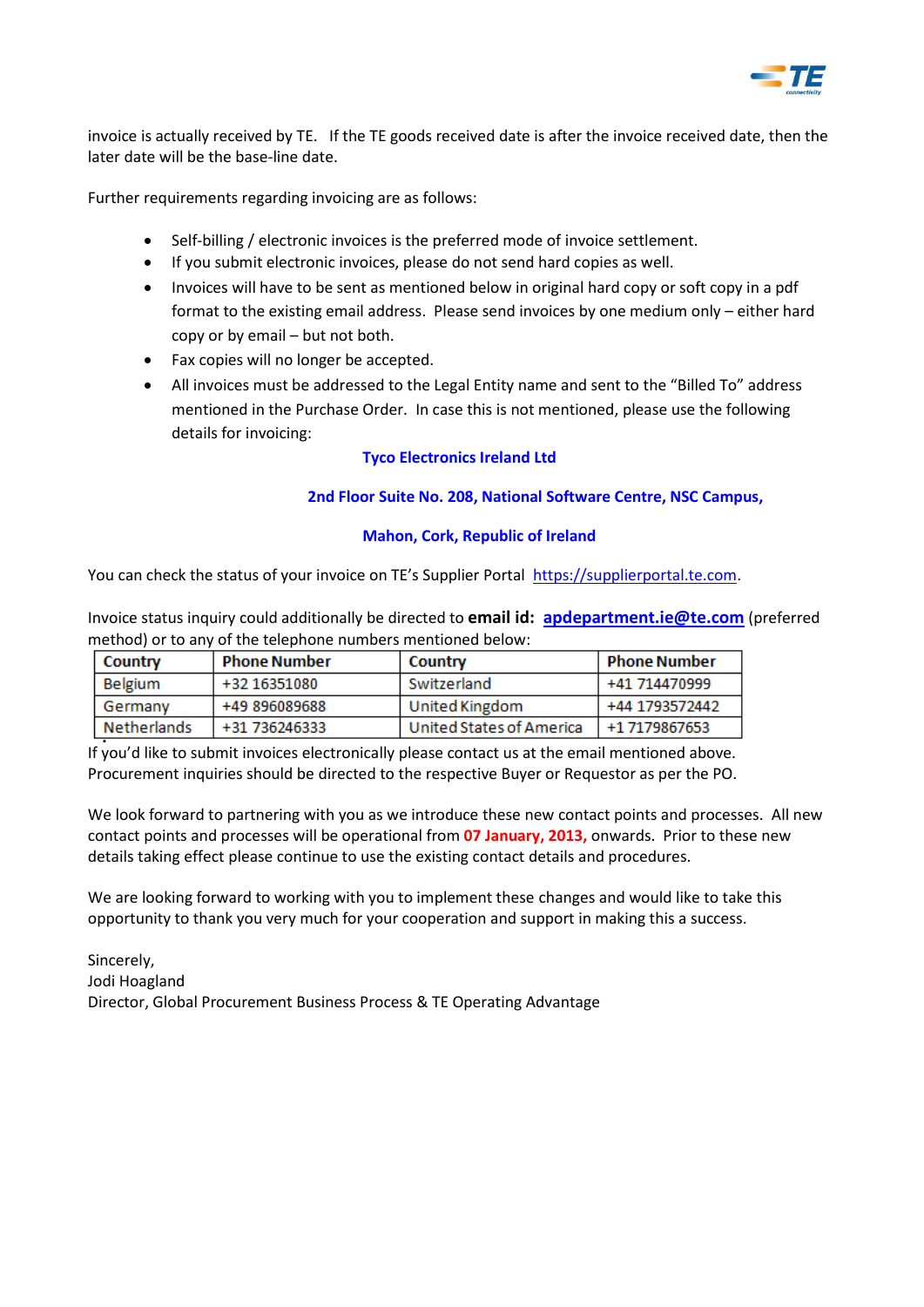invoice is actually received by TE. If the TE goods received date is after the invoice received date, then the later date will be the base-line date.

Further requirements regarding invoicing are as follows:

- Self-billing / electronic invoices is the preferred mode of invoice settlement.
- If you submit electronic invoices, please do not send hard copies as well.
- Invoices will have to be sent as mentioned below in original hard copy or soft copy in a pdf format to the existing email address. Please send invoices by one medium only – either hard copy or by email – but not both.
- Fax copies will no longer be accepted.
- All invoices must be addressed to the Legal Entity name and sent to the "Billed To" address mentioned in the Purchase Order. In case this is not mentioned, please use the following details for invoicing:

**Tyco Electronics Ireland Ltd**

**2nd Floor Suite No. 208, National Software Centre, NSC Campus,**

**Mahon, Cork, Republic of Ireland**

You can check the status of your invoice on TE's Supplier Portal https://supplierportal.te.com.

Invoice status inquiry could additionally be directed to **email id: apdepartment.ie@te.com** (preferred method) or to any of the telephone numbers mentioned below:

| Country | Phone Number | Country | Phone Number |
|---|---|---|---|
| Belgium | +32 16351080 | Switzerland | +41 714470999 |
| Germany | +49 896089688 | United Kingdom | +44 1793572442 |
| Netherlands | +31 736246333 | United States of America | +1 7179867653 |

If you'd like to submit invoices electronically please contact us at the email mentioned above. Procurement inquiries should be directed to the respective Buyer or Requestor as per the PO.

We look forward to partnering with you as we introduce these new contact points and processes. All new contact points and processes will be operational from **07 January, 2013,** onwards. Prior to these new details taking effect please continue to use the existing contact details and procedures.

We are looking forward to working with you to implement these changes and would like to take this opportunity to thank you very much for your cooperation and support in making this a success.

Sincerely,
Jodi Hoagland
Director, Global Procurement Business Process & TE Operating Advantage